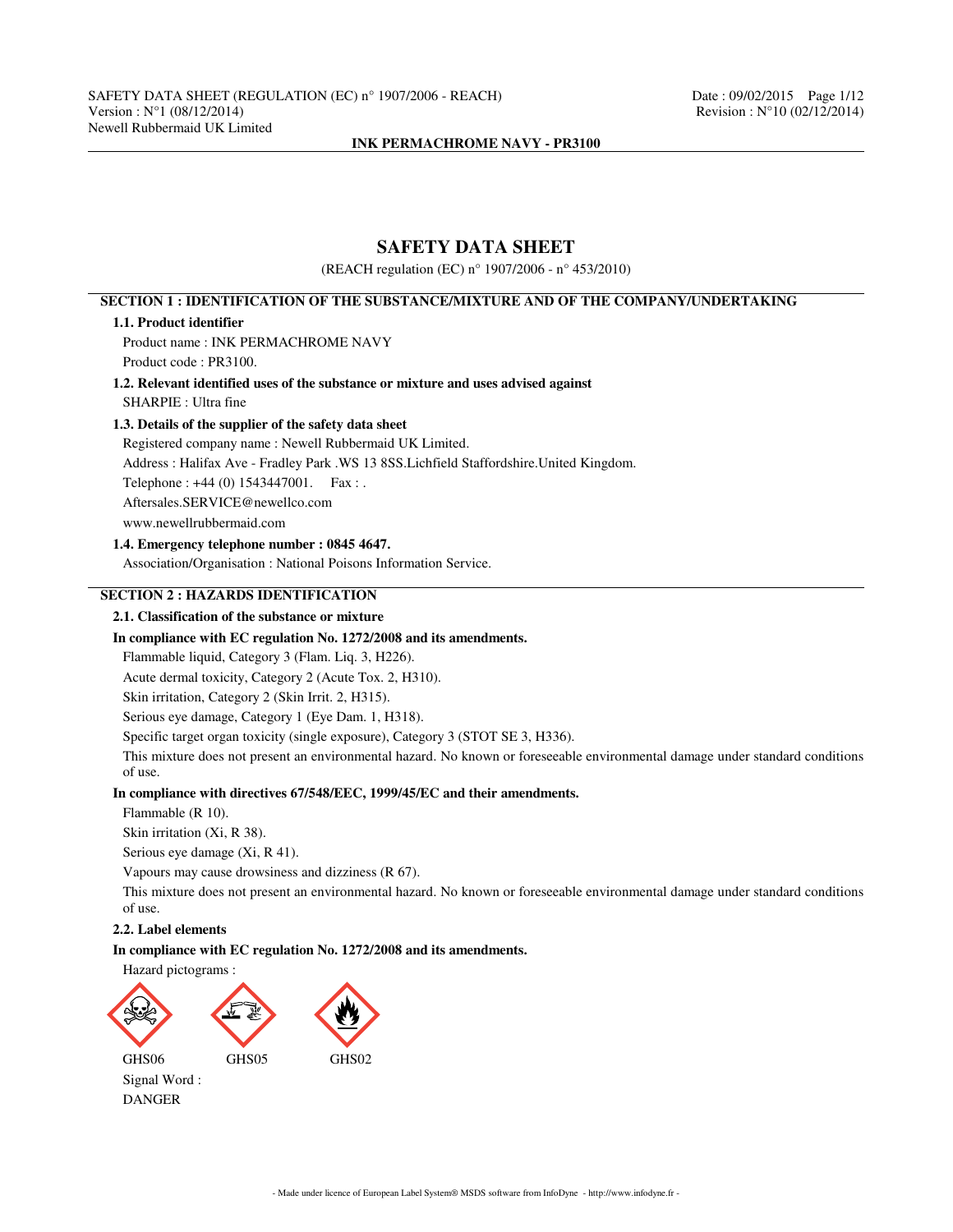SAFETY DATA SHEET (REGULATION (EC) n° 1907/2006 - REACH)
Version : N°1 (08/12/2014)
Newell Rubbermaid UK Limited

Date : 09/02/2015
Revision : N°10 (02/12/2014)

**INK PERMACHROME NAVY - PR3100**

# SAFETY DATA SHEET

(REACH regulation (EC) n° 1907/2006 - n° 453/2010)

## SECTION 1 : IDENTIFICATION OF THE SUBSTANCE/MIXTURE AND OF THE COMPANY/UNDERTAKING

### 1.1. Product identifier

Product name : INK PERMACHROME NAVY

Product code : PR3100.

### 1.2. Relevant identified uses of the substance or mixture and uses advised against

SHARPIE : Ultra fine

### 1.3. Details of the supplier of the safety data sheet

Registered company name : Newell Rubbermaid UK Limited.

Address : Halifax Ave - Fradley Park .WS 13 8SS.Lichfield Staffordshire.United Kingdom.

Telephone : +44 (0) 1543447001. Fax : .

Aftersales.SERVICE@newellco.com

www.newellrubbermaid.com

### 1.4. Emergency telephone number : 0845 4647.

Association/Organisation : National Poisons Information Service.

## SECTION 2 : HAZARDS IDENTIFICATION

### 2.1. Classification of the substance or mixture

**In compliance with EC regulation No. 1272/2008 and its amendments.**

Flammable liquid, Category 3 (Flam. Liq. 3, H226).

Acute dermal toxicity, Category 2 (Acute Tox. 2, H310).

Skin irritation, Category 2 (Skin Irrit. 2, H315).

Serious eye damage, Category 1 (Eye Dam. 1, H318).

Specific target organ toxicity (single exposure), Category 3 (STOT SE 3, H336).

This mixture does not present an environmental hazard. No known or foreseeable environmental damage under standard conditions of use.

**In compliance with directives 67/548/EEC, 1999/45/EC and their amendments.**

Flammable (R 10).

Skin irritation (Xi, R 38).

Serious eye damage (Xi, R 41).

Vapours may cause drowsiness and dizziness (R 67).

This mixture does not present an environmental hazard. No known or foreseeable environmental damage under standard conditions of use.

### 2.2. Label elements

**In compliance with EC regulation No. 1272/2008 and its amendments.**

Hazard pictograms :

GHS06 GHS05 GHS02

Signal Word :

DANGER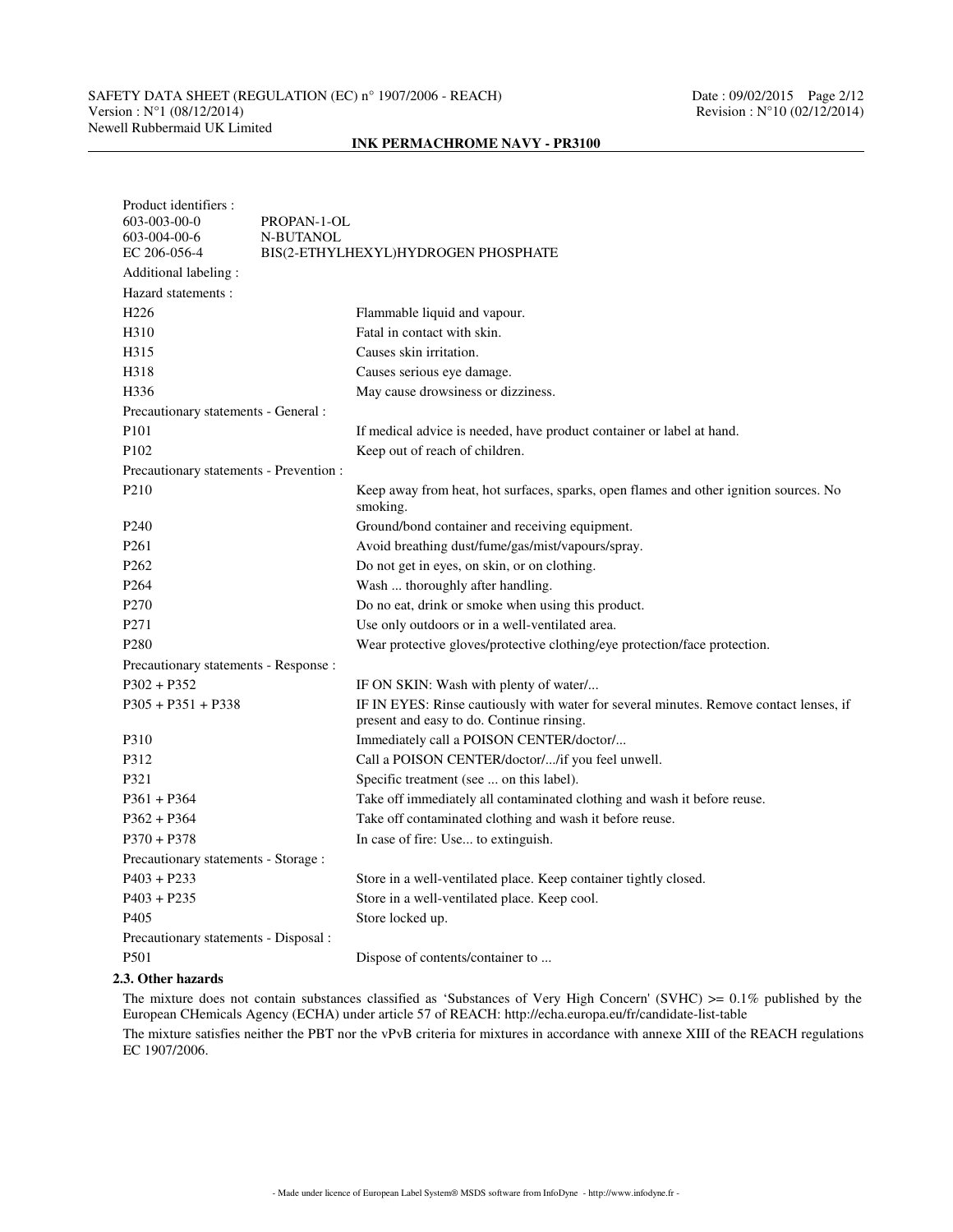Product identifiers :

| | |
|---|---|
| 603-003-00-0 | PROPAN-1-OL |
| 603-004-00-6 | N-BUTANOL |
| EC 206-056-4 | BIS(2-ETHYLHEXYL)HYDROGEN PHOSPHATE |

Additional labeling :

Hazard statements :

| | |
|---|---|
| H226 | Flammable liquid and vapour. |
| H310 | Fatal in contact with skin. |
| H315 | Causes skin irritation. |
| H318 | Causes serious eye damage. |
| H336 | May cause drowsiness or dizziness. |

Precautionary statements - General :

| | |
|---|---|
| P101 | If medical advice is needed, have product container or label at hand. |
| P102 | Keep out of reach of children. |

Precautionary statements - Prevention :

| | |
|---|---|
| P210 | Keep away from heat, hot surfaces, sparks, open flames and other ignition sources. No smoking. |
| P240 | Ground/bond container and receiving equipment. |
| P261 | Avoid breathing dust/fume/gas/mist/vapours/spray. |
| P262 | Do not get in eyes, on skin, or on clothing. |
| P264 | Wash ... thoroughly after handling. |
| P270 | Do no eat, drink or smoke when using this product. |
| P271 | Use only outdoors or in a well-ventilated area. |
| P280 | Wear protective gloves/protective clothing/eye protection/face protection. |

Precautionary statements - Response :

| | |
|---|---|
| P302 + P352 | IF ON SKIN: Wash with plenty of water/... |
| P305 + P351 + P338 | IF IN EYES: Rinse cautiously with water for several minutes. Remove contact lenses, if present and easy to do. Continue rinsing. |
| P310 | Immediately call a POISON CENTER/doctor/... |
| P312 | Call a POISON CENTER/doctor/.../if you feel unwell. |
| P321 | Specific treatment (see ... on this label). |
| P361 + P364 | Take off immediately all contaminated clothing and wash it before reuse. |
| P362 + P364 | Take off contaminated clothing and wash it before reuse. |
| P370 + P378 | In case of fire: Use... to extinguish. |

Precautionary statements - Storage :

| | |
|---|---|
| P403 + P233 | Store in a well-ventilated place. Keep container tightly closed. |
| P403 + P235 | Store in a well-ventilated place. Keep cool. |
| P405 | Store locked up. |

Precautionary statements - Disposal :

| | |
|---|---|
| P501 | Dispose of contents/container to ... |

### 2.3. Other hazards

The mixture does not contain substances classified as 'Substances of Very High Concern' (SVHC) >= 0.1% published by the European CHemicals Agency (ECHA) under article 57 of REACH: http://echa.europa.eu/fr/candidate-list-table

The mixture satisfies neither the PBT nor the vPvB criteria for mixtures in accordance with annexe XIII of the REACH regulations EC 1907/2006.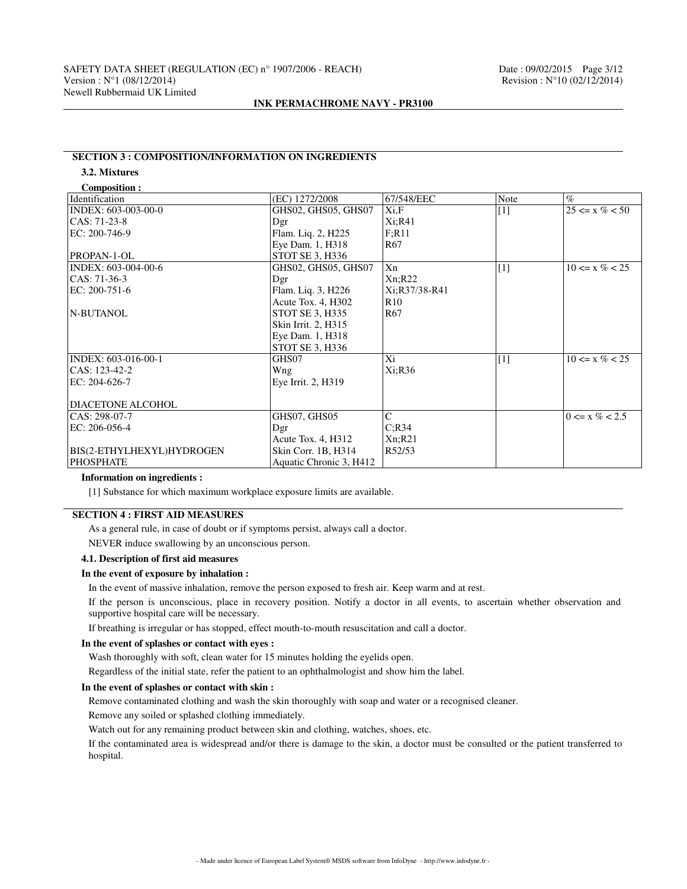## SECTION 3 : COMPOSITION/INFORMATION ON INGREDIENTS

### 3.2. Mixtures

**Composition :**

| Identification | (EC) 1272/2008 | 67/548/EEC | Note | % |
|---|---|---|---|---|
| INDEX: 603-003-00-0<br>CAS: 71-23-8<br>EC: 200-746-9<br><br>PROPAN-1-OL | GHS02, GHS05, GHS07<br>Dgr<br>Flam. Liq. 2, H225<br>Eye Dam. 1, H318<br>STOT SE 3, H336 | Xi,F<br>Xi;R41<br>F;R11<br>R67 | [1] | 25 <= x % < 50 |
| INDEX: 603-004-00-6<br>CAS: 71-36-3<br>EC: 200-751-6<br><br>N-BUTANOL | GHS02, GHS05, GHS07<br>Dgr<br>Flam. Liq. 3, H226<br>Acute Tox. 4, H302<br>STOT SE 3, H335<br>Skin Irrit. 2, H315<br>Eye Dam. 1, H318<br>STOT SE 3, H336 | Xn<br>Xn;R22<br>Xi;R37/38-R41<br>R10<br>R67 | [1] | 10 <= x % < 25 |
| INDEX: 603-016-00-1<br>CAS: 123-42-2<br>EC: 204-626-7<br><br>DIACETONE ALCOHOL | GHS07<br>Wng<br>Eye Irrit. 2, H319 | Xi<br>Xi;R36 | [1] | 10 <= x % < 25 |
| CAS: 298-07-7<br>EC: 206-056-4<br><br>BIS(2-ETHYLHEXYL)HYDROGEN PHOSPHATE | GHS07, GHS05<br>Dgr<br>Acute Tox. 4, H312<br>Skin Corr. 1B, H314<br>Aquatic Chronic 3, H412 | C<br>C;R34<br>Xn;R21<br>R52/53 | | 0 <= x % < 2.5 |

**Information on ingredients :**

[1] Substance for which maximum workplace exposure limits are available.

## SECTION 4 : FIRST AID MEASURES

As a general rule, in case of doubt or if symptoms persist, always call a doctor.

NEVER induce swallowing by an unconscious person.

### 4.1. Description of first aid measures

**In the event of exposure by inhalation :**

In the event of massive inhalation, remove the person exposed to fresh air. Keep warm and at rest.

If the person is unconscious, place in recovery position. Notify a doctor in all events, to ascertain whether observation and supportive hospital care will be necessary.

If breathing is irregular or has stopped, effect mouth-to-mouth resuscitation and call a doctor.

**In the event of splashes or contact with eyes :**

Wash thoroughly with soft, clean water for 15 minutes holding the eyelids open.

Regardless of the initial state, refer the patient to an ophthalmologist and show him the label.

**In the event of splashes or contact with skin :**

Remove contaminated clothing and wash the skin thoroughly with soap and water or a recognised cleaner.

Remove any soiled or splashed clothing immediately.

Watch out for any remaining product between skin and clothing, watches, shoes, etc.

If the contaminated area is widespread and/or there is damage to the skin, a doctor must be consulted or the patient transferred to hospital.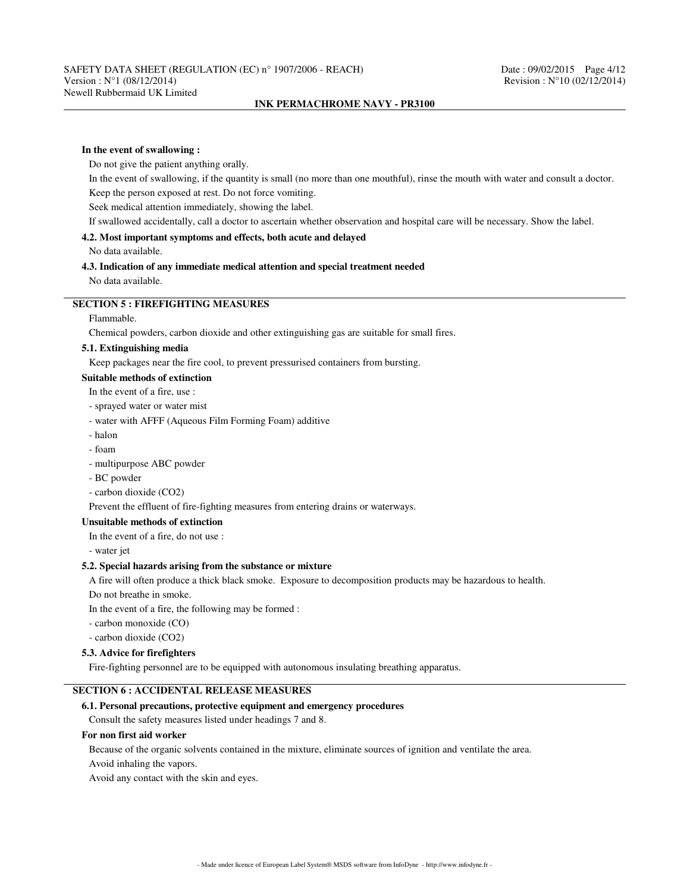**In the event of swallowing :**

Do not give the patient anything orally.

In the event of swallowing, if the quantity is small (no more than one mouthful), rinse the mouth with water and consult a doctor.

Keep the person exposed at rest. Do not force vomiting.

Seek medical attention immediately, showing the label.

If swallowed accidentally, call a doctor to ascertain whether observation and hospital care will be necessary. Show the label.

### 4.2. Most important symptoms and effects, both acute and delayed

No data available.

### 4.3. Indication of any immediate medical attention and special treatment needed

No data available.

## SECTION 5 : FIREFIGHTING MEASURES

Flammable.

Chemical powders, carbon dioxide and other extinguishing gas are suitable for small fires.

### 5.1. Extinguishing media

Keep packages near the fire cool, to prevent pressurised containers from bursting.

**Suitable methods of extinction**

In the event of a fire, use :

- sprayed water or water mist
- water with AFFF (Aqueous Film Forming Foam) additive
- halon
- foam
- multipurpose ABC powder
- BC powder
- carbon dioxide ($CO_2$)

Prevent the effluent of fire-fighting measures from entering drains or waterways.

**Unsuitable methods of extinction**

In the event of a fire, do not use :

- water jet

### 5.2. Special hazards arising from the substance or mixture

A fire will often produce a thick black smoke. Exposure to decomposition products may be hazardous to health.

Do not breathe in smoke.

In the event of a fire, the following may be formed :

- carbon monoxide (CO)
- carbon dioxide ($CO_2$)

### 5.3. Advice for firefighters

Fire-fighting personnel are to be equipped with autonomous insulating breathing apparatus.

## SECTION 6 : ACCIDENTAL RELEASE MEASURES

### 6.1. Personal precautions, protective equipment and emergency procedures

Consult the safety measures listed under headings 7 and 8.

**For non first aid worker**

Because of the organic solvents contained in the mixture, eliminate sources of ignition and ventilate the area.

Avoid inhaling the vapors.

Avoid any contact with the skin and eyes.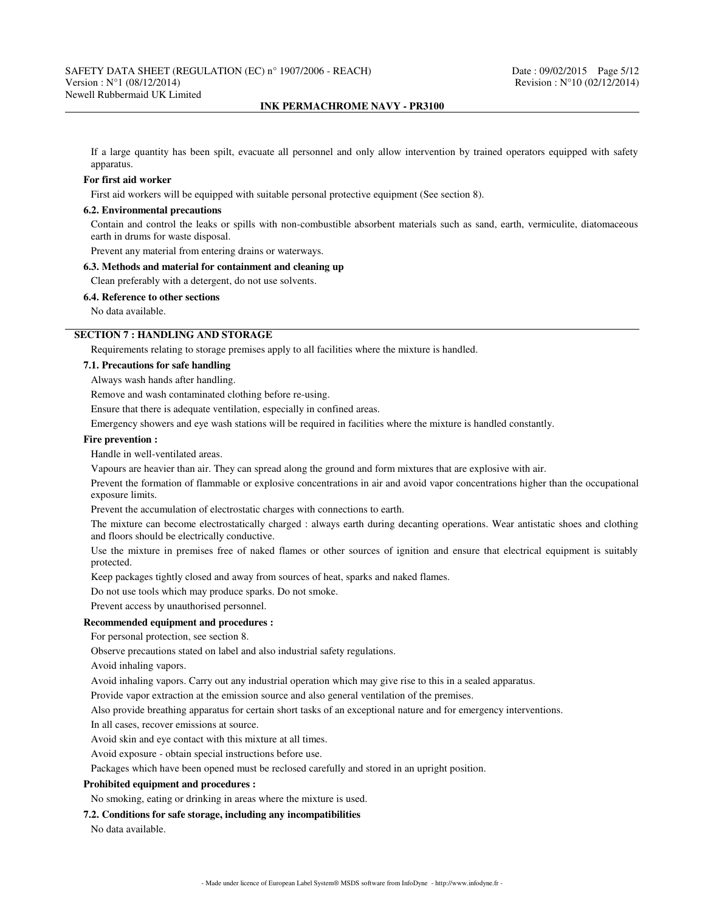If a large quantity has been spilt, evacuate all personnel and only allow intervention by trained operators equipped with safety apparatus.

**For first aid worker**

First aid workers will be equipped with suitable personal protective equipment (See section 8).

### 6.2. Environmental precautions

Contain and control the leaks or spills with non-combustible absorbent materials such as sand, earth, vermiculite, diatomaceous earth in drums for waste disposal.

Prevent any material from entering drains or waterways.

### 6.3. Methods and material for containment and cleaning up

Clean preferably with a detergent, do not use solvents.

### 6.4. Reference to other sections

No data available.

## SECTION 7 : HANDLING AND STORAGE

Requirements relating to storage premises apply to all facilities where the mixture is handled.

### 7.1. Precautions for safe handling

Always wash hands after handling.

Remove and wash contaminated clothing before re-using.

Ensure that there is adequate ventilation, especially in confined areas.

Emergency showers and eye wash stations will be required in facilities where the mixture is handled constantly.

**Fire prevention :**

Handle in well-ventilated areas.

Vapours are heavier than air. They can spread along the ground and form mixtures that are explosive with air.

Prevent the formation of flammable or explosive concentrations in air and avoid vapor concentrations higher than the occupational exposure limits.

Prevent the accumulation of electrostatic charges with connections to earth.

The mixture can become electrostatically charged : always earth during decanting operations. Wear antistatic shoes and clothing and floors should be electrically conductive.

Use the mixture in premises free of naked flames or other sources of ignition and ensure that electrical equipment is suitably protected.

Keep packages tightly closed and away from sources of heat, sparks and naked flames.

Do not use tools which may produce sparks. Do not smoke.

Prevent access by unauthorised personnel.

**Recommended equipment and procedures :**

For personal protection, see section 8.

Observe precautions stated on label and also industrial safety regulations.

Avoid inhaling vapors.

Avoid inhaling vapors. Carry out any industrial operation which may give rise to this in a sealed apparatus.

Provide vapor extraction at the emission source and also general ventilation of the premises.

Also provide breathing apparatus for certain short tasks of an exceptional nature and for emergency interventions.

In all cases, recover emissions at source.

Avoid skin and eye contact with this mixture at all times.

Avoid exposure - obtain special instructions before use.

Packages which have been opened must be reclosed carefully and stored in an upright position.

**Prohibited equipment and procedures :**

No smoking, eating or drinking in areas where the mixture is used.

### 7.2. Conditions for safe storage, including any incompatibilities

No data available.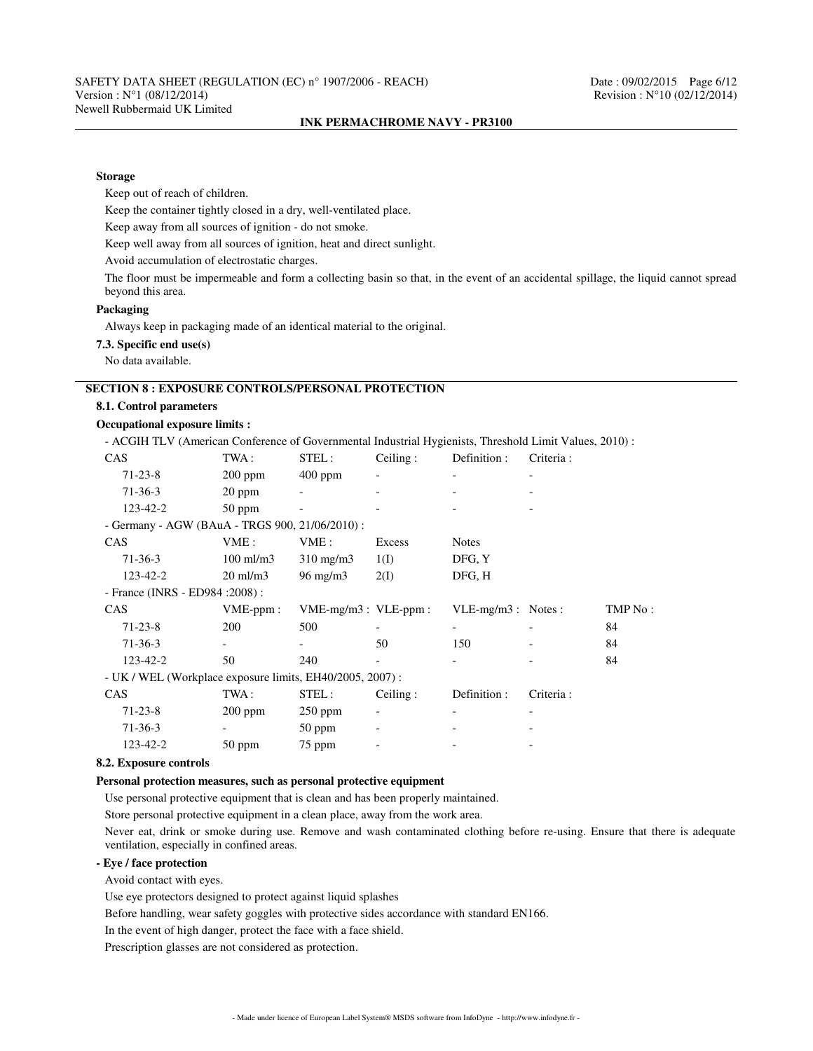**Storage**

Keep out of reach of children.

Keep the container tightly closed in a dry, well-ventilated place.

Keep away from all sources of ignition - do not smoke.

Keep well away from all sources of ignition, heat and direct sunlight.

Avoid accumulation of electrostatic charges.

The floor must be impermeable and form a collecting basin so that, in the event of an accidental spillage, the liquid cannot spread beyond this area.

**Packaging**

Always keep in packaging made of an identical material to the original.

**7.3. Specific end use(s)**

No data available.

## SECTION 8 : EXPOSURE CONTROLS/PERSONAL PROTECTION

**8.1. Control parameters**

**Occupational exposure limits :**

- ACGIH TLV (American Conference of Governmental Industrial Hygienists, Threshold Limit Values, 2010) :

| CAS | TWA : | STEL : | Ceiling : | Definition : | Criteria : |
|---|---|---|---|---|---|
| 71-23-8 | 200 ppm | 400 ppm | - | - | - |
| 71-36-3 | 20 ppm | - | - | - | - |
| 123-42-2 | 50 ppm | - | - | - | - |

- Germany - AGW (BAuA - TRGS 900, 21/06/2010) :

| CAS | VME : | VME : | Excess | Notes |
|---|---|---|---|---|
| 71-36-3 | 100 ml/m3 | 310 mg/m3 | 1(I) | DFG, Y |
| 123-42-2 | 20 ml/m3 | 96 mg/m3 | 2(I) | DFG, H |

- France (INRS - ED984 :2008) :

| CAS | VME-ppm : | VME-mg/m3 : | VLE-ppm : | VLE-mg/m3 : | Notes : | TMP No : |
|---|---|---|---|---|---|---|
| 71-23-8 | 200 | 500 | - | - | - | 84 |
| 71-36-3 | - | - | 50 | 150 | - | 84 |
| 123-42-2 | 50 | 240 | - | - | - | 84 |

- UK / WEL (Workplace exposure limits, EH40/2005, 2007) :

| CAS | TWA : | STEL : | Ceiling : | Definition : | Criteria : |
|---|---|---|---|---|---|
| 71-23-8 | 200 ppm | 250 ppm | - | - | - |
| 71-36-3 | - | 50 ppm | - | - | - |
| 123-42-2 | 50 ppm | 75 ppm | - | - | - |

**8.2. Exposure controls**

**Personal protection measures, such as personal protective equipment**

Use personal protective equipment that is clean and has been properly maintained.

Store personal protective equipment in a clean place, away from the work area.

Never eat, drink or smoke during use. Remove and wash contaminated clothing before re-using. Ensure that there is adequate ventilation, especially in confined areas.

**- Eye / face protection**

Avoid contact with eyes.

Use eye protectors designed to protect against liquid splashes

Before handling, wear safety goggles with protective sides accordance with standard EN166.

In the event of high danger, protect the face with a face shield.

Prescription glasses are not considered as protection.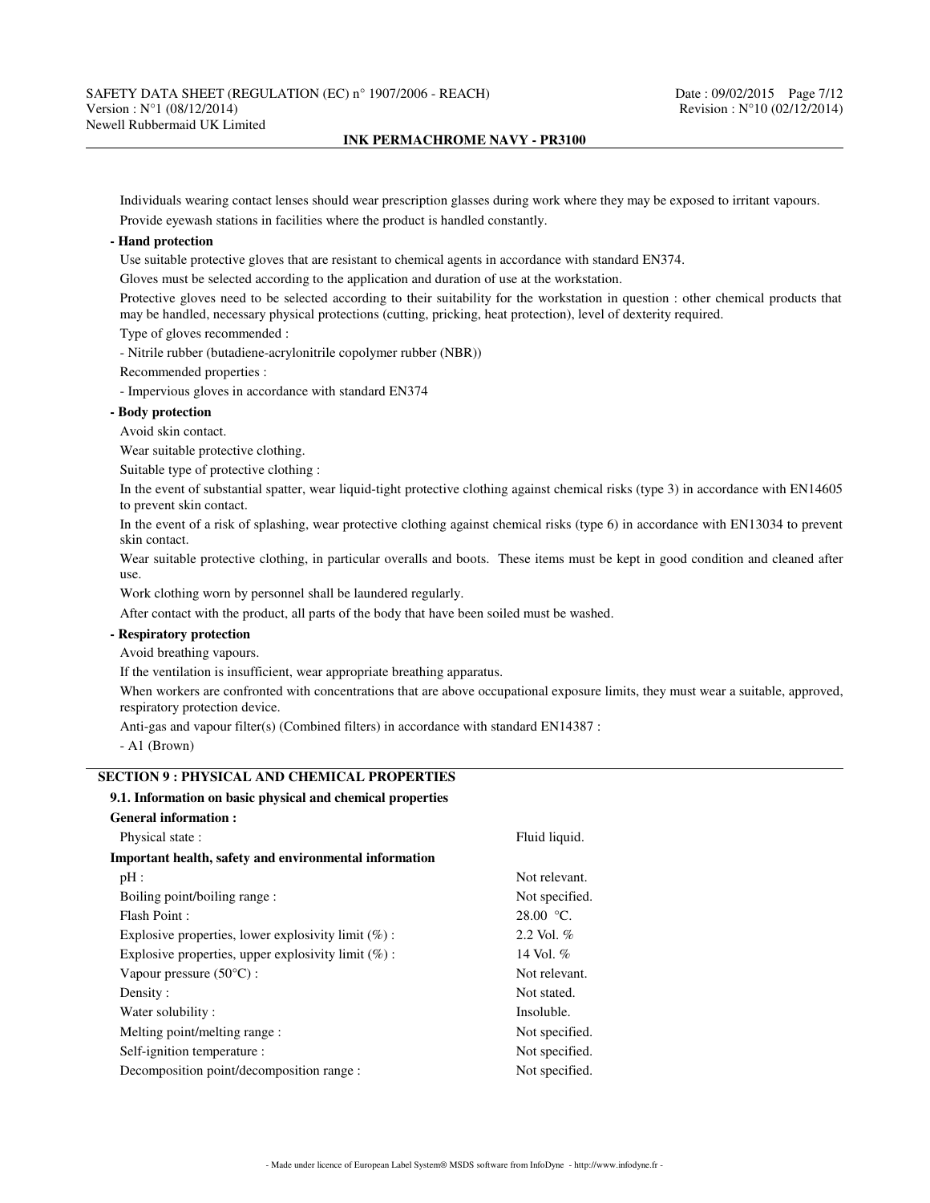Individuals wearing contact lenses should wear prescription glasses during work where they may be exposed to irritant vapours.

Provide eyewash stations in facilities where the product is handled constantly.

**- Hand protection**

Use suitable protective gloves that are resistant to chemical agents in accordance with standard EN374.

Gloves must be selected according to the application and duration of use at the workstation.

Protective gloves need to be selected according to their suitability for the workstation in question : other chemical products that may be handled, necessary physical protections (cutting, pricking, heat protection), level of dexterity required.

Type of gloves recommended :

- Nitrile rubber (butadiene-acrylonitrile copolymer rubber (NBR))

Recommended properties :

- Impervious gloves in accordance with standard EN374

**- Body protection**

Avoid skin contact.

Wear suitable protective clothing.

Suitable type of protective clothing :

In the event of substantial spatter, wear liquid-tight protective clothing against chemical risks (type 3) in accordance with EN14605 to prevent skin contact.

In the event of a risk of splashing, wear protective clothing against chemical risks (type 6) in accordance with EN13034 to prevent skin contact.

Wear suitable protective clothing, in particular overalls and boots. These items must be kept in good condition and cleaned after use.

Work clothing worn by personnel shall be laundered regularly.

After contact with the product, all parts of the body that have been soiled must be washed.

**- Respiratory protection**

Avoid breathing vapours.

If the ventilation is insufficient, wear appropriate breathing apparatus.

When workers are confronted with concentrations that are above occupational exposure limits, they must wear a suitable, approved, respiratory protection device.

Anti-gas and vapour filter(s) (Combined filters) in accordance with standard EN14387 :

- A1 (Brown)

## SECTION 9 : PHYSICAL AND CHEMICAL PROPERTIES

### 9.1. Information on basic physical and chemical properties

**General information :**

| | |
|---|---|
| Physical state : | Fluid liquid. |

**Important health, safety and environmental information**

| | |
|---|---|
| pH : | Not relevant. |
| Boiling point/boiling range : | Not specified. |
| Flash Point : | 28.00 °C. |
| Explosive properties, lower explosivity limit (%) : | 2.2 Vol. % |
| Explosive properties, upper explosivity limit (%) : | 14 Vol. % |
| Vapour pressure (50°C) : | Not relevant. |
| Density : | Not stated. |
| Water solubility : | Insoluble. |
| Melting point/melting range : | Not specified. |
| Self-ignition temperature : | Not specified. |
| Decomposition point/decomposition range : | Not specified. |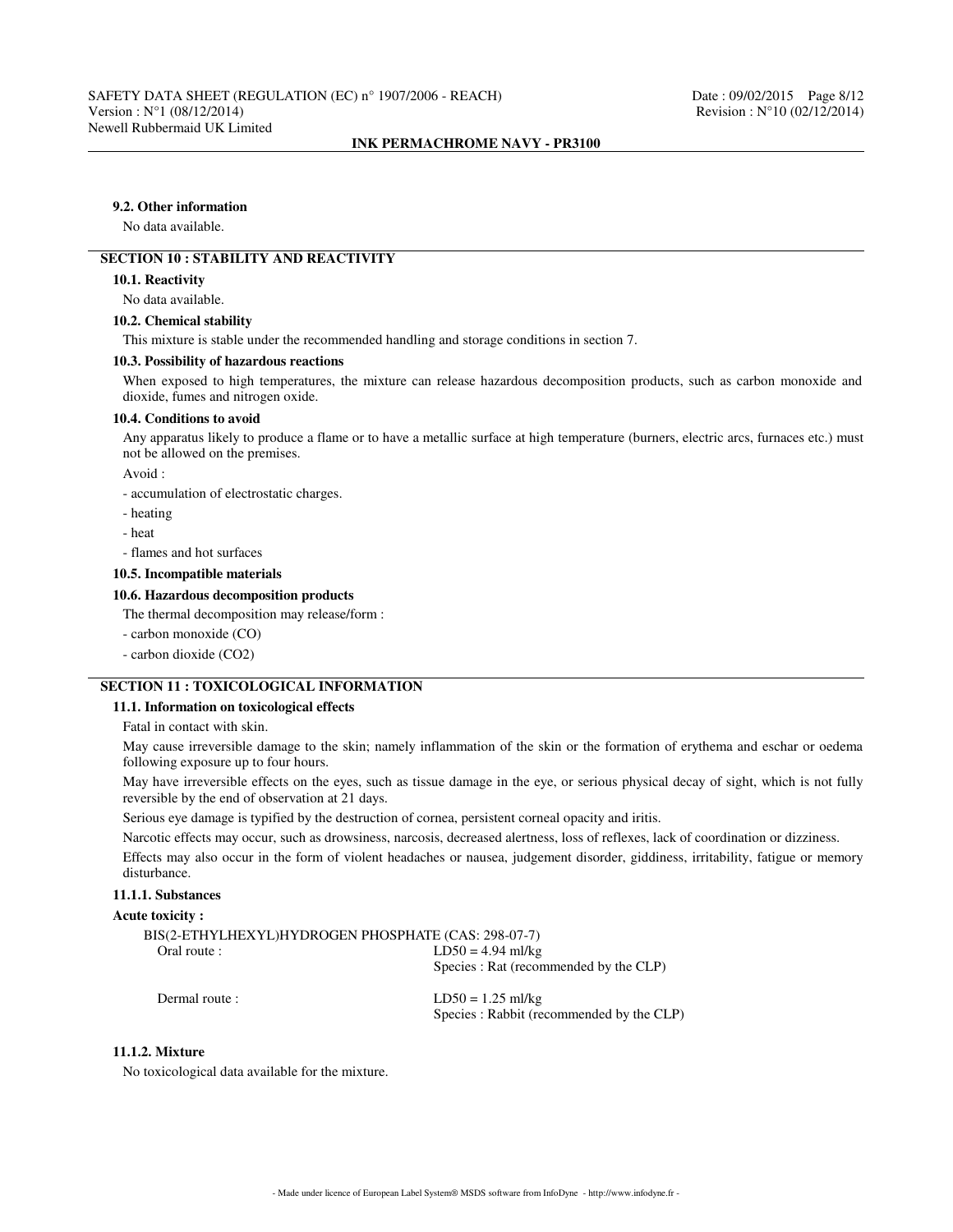#### 9.2. Other information

No data available.

## SECTION 10 : STABILITY AND REACTIVITY

#### 10.1. Reactivity

No data available.

#### 10.2. Chemical stability

This mixture is stable under the recommended handling and storage conditions in section 7.

#### 10.3. Possibility of hazardous reactions

When exposed to high temperatures, the mixture can release hazardous decomposition products, such as carbon monoxide and dioxide, fumes and nitrogen oxide.

#### 10.4. Conditions to avoid

Any apparatus likely to produce a flame or to have a metallic surface at high temperature (burners, electric arcs, furnaces etc.) must not be allowed on the premises.

Avoid :

- accumulation of electrostatic charges.
- heating
- heat
- flames and hot surfaces

#### 10.5. Incompatible materials

#### 10.6. Hazardous decomposition products

The thermal decomposition may release/form :

- carbon monoxide (CO)
- carbon dioxide ($CO_2$)

## SECTION 11 : TOXICOLOGICAL INFORMATION

#### 11.1. Information on toxicological effects

Fatal in contact with skin.

May cause irreversible damage to the skin; namely inflammation of the skin or the formation of erythema and eschar or oedema following exposure up to four hours.

May have irreversible effects on the eyes, such as tissue damage in the eye, or serious physical decay of sight, which is not fully reversible by the end of observation at 21 days.

Serious eye damage is typified by the destruction of cornea, persistent corneal opacity and iritis.

Narcotic effects may occur, such as drowsiness, narcosis, decreased alertness, loss of reflexes, lack of coordination or dizziness.

Effects may also occur in the form of violent headaches or nausea, judgement disorder, giddiness, irritability, fatigue or memory disturbance.

#### 11.1.1. Substances

**Acute toxicity :**

BIS(2-ETHYLHEXYL)HYDROGEN PHOSPHATE (CAS: 298-07-7)

| | |
|---|---|
| Oral route : | LD50 = 4.94 ml/kg<br>Species : Rat (recommended by the CLP) |
| Dermal route : | LD50 = 1.25 ml/kg<br>Species : Rabbit (recommended by the CLP) |

#### 11.1.2. Mixture

No toxicological data available for the mixture.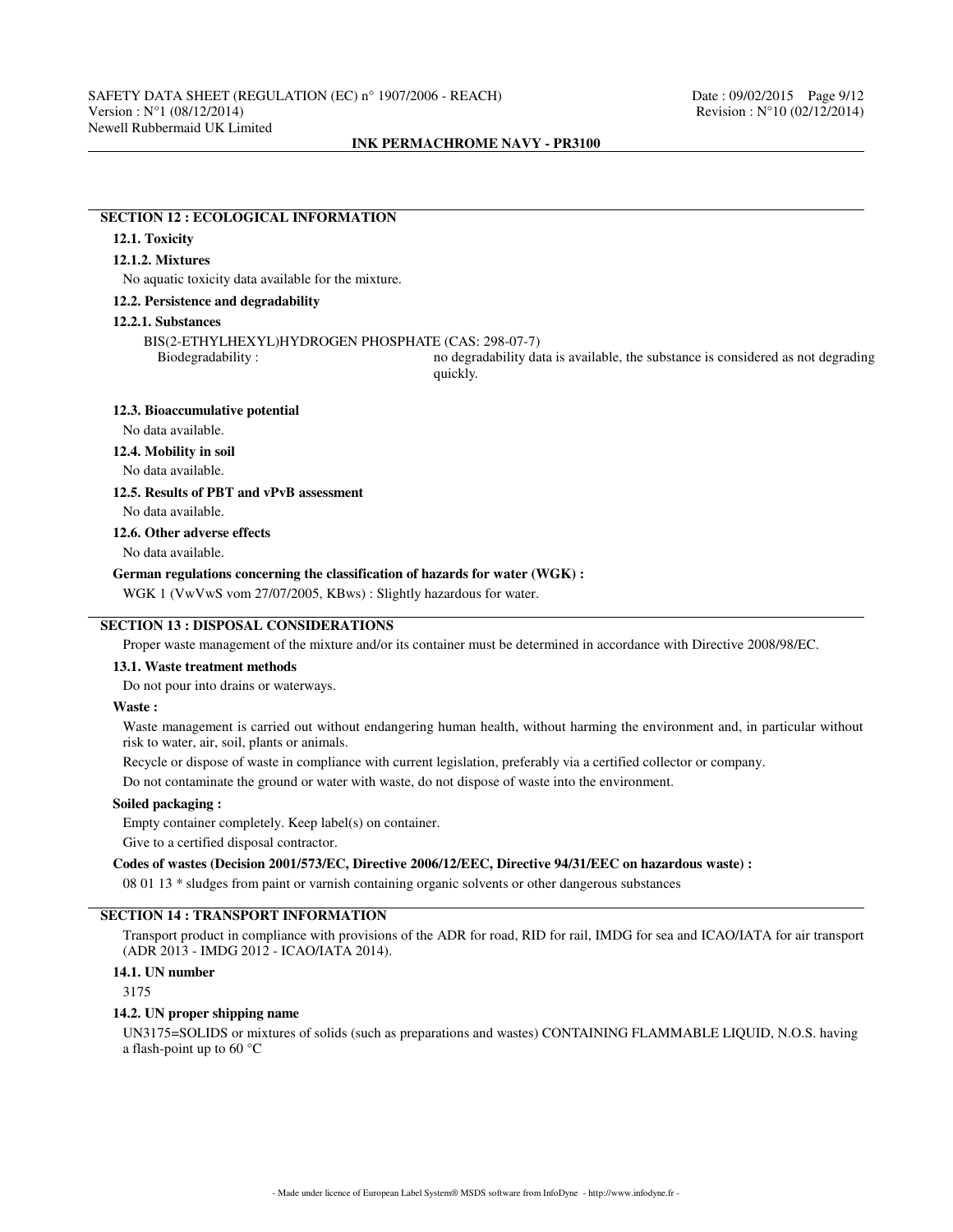## SECTION 12 : ECOLOGICAL INFORMATION

### 12.1. Toxicity

#### 12.1.2. Mixtures

No aquatic toxicity data available for the mixture.

### 12.2. Persistence and degradability

#### 12.2.1. Substances

BIS(2-ETHYLHEXYL)HYDROGEN PHOSPHATE (CAS: 298-07-7)

Biodegradability : no degradability data is available, the substance is considered as not degrading quickly.

### 12.3. Bioaccumulative potential

No data available.

### 12.4. Mobility in soil

No data available.

### 12.5. Results of PBT and vPvB assessment

No data available.

### 12.6. Other adverse effects

No data available.

**German regulations concerning the classification of hazards for water (WGK) :**

WGK 1 (VwVwS vom 27/07/2005, KBws) : Slightly hazardous for water.

## SECTION 13 : DISPOSAL CONSIDERATIONS

Proper waste management of the mixture and/or its container must be determined in accordance with Directive 2008/98/EC.

### 13.1. Waste treatment methods

Do not pour into drains or waterways.

**Waste :**

Waste management is carried out without endangering human health, without harming the environment and, in particular without risk to water, air, soil, plants or animals.

Recycle or dispose of waste in compliance with current legislation, preferably via a certified collector or company.

Do not contaminate the ground or water with waste, do not dispose of waste into the environment.

**Soiled packaging :**

Empty container completely. Keep label(s) on container.

Give to a certified disposal contractor.

**Codes of wastes (Decision 2001/573/EC, Directive 2006/12/EEC, Directive 94/31/EEC on hazardous waste) :**

08 01 13 * sludges from paint or varnish containing organic solvents or other dangerous substances

## SECTION 14 : TRANSPORT INFORMATION

Transport product in compliance with provisions of the ADR for road, RID for rail, IMDG for sea and ICAO/IATA for air transport (ADR 2013 - IMDG 2012 - ICAO/IATA 2014).

### 14.1. UN number

3175

### 14.2. UN proper shipping name

UN3175=SOLIDS or mixtures of solids (such as preparations and wastes) CONTAINING FLAMMABLE LIQUID, N.O.S. having a flash-point up to 60 °C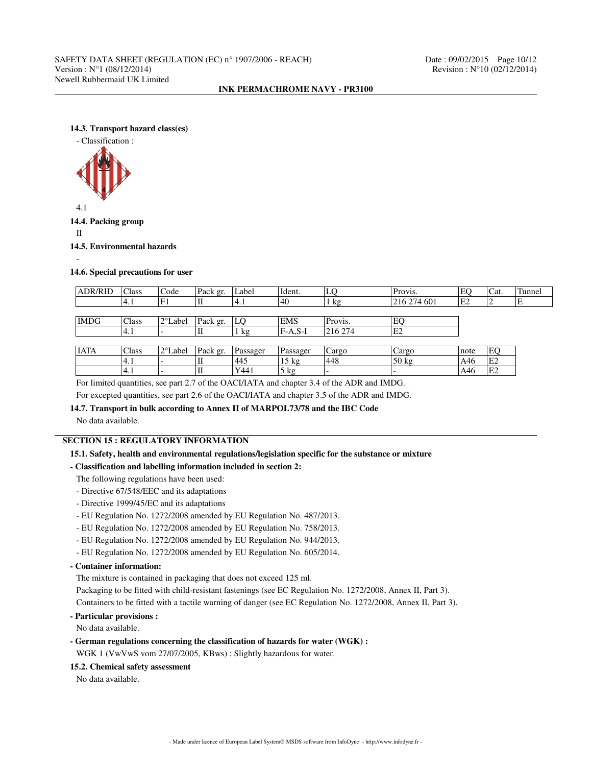**14.3. Transport hazard class(es)**

- Classification :

4.1

**14.4. Packing group**

II

**14.5. Environmental hazards**

-

**14.6. Special precautions for user**

| ADR/RID | Class | Code | Pack gr. | Label | Ident. | LQ | Provis. | EQ | Cat. | Tunnel |
|---|---|---|---|---|---|---|---|---|---|---|
| | 4.1 | F1 | II | 4.1 | 40 | 1 kg | 216 274 601 | E2 | 2 | E |

| IMDG | Class | 2°Label | Pack gr. | LQ | EMS | Provis. | EQ |
|---|---|---|---|---|---|---|---|
| | 4.1 | - | II | 1 kg | F-A,S-I | 216 274 | E2 |

| IATA | Class | 2°Label | Pack gr. | Passager | Passager | Cargo | Cargo | note | EQ |
|---|---|---|---|---|---|---|---|---|---|
| | 4.1 | - | II | 445 | 15 kg | 448 | 50 kg | A46 | E2 |
| | 4.1 | - | II | Y441 | 5 kg | - | - | A46 | E2 |

For limited quantities, see part 2.7 of the OACI/IATA and chapter 3.4 of the ADR and IMDG.

For excepted quantities, see part 2.6 of the OACI/IATA and chapter 3.5 of the ADR and IMDG.

**14.7. Transport in bulk according to Annex II of MARPOL73/78 and the IBC Code**

No data available.

## SECTION 15 : REGULATORY INFORMATION

**15.1. Safety, health and environmental regulations/legislation specific for the substance or mixture**

**- Classification and labelling information included in section 2:**

The following regulations have been used:

- Directive 67/548/EEC and its adaptations
- Directive 1999/45/EC and its adaptations
- EU Regulation No. 1272/2008 amended by EU Regulation No. 487/2013.
- EU Regulation No. 1272/2008 amended by EU Regulation No. 758/2013.
- EU Regulation No. 1272/2008 amended by EU Regulation No. 944/2013.
- EU Regulation No. 1272/2008 amended by EU Regulation No. 605/2014.

**- Container information:**

The mixture is contained in packaging that does not exceed 125 ml.

Packaging to be fitted with child-resistant fastenings (see EC Regulation No. 1272/2008, Annex II, Part 3).

Containers to be fitted with a tactile warning of danger (see EC Regulation No. 1272/2008, Annex II, Part 3).

**- Particular provisions :**

No data available.

**- German regulations concerning the classification of hazards for water (WGK) :**

WGK 1 (VwVwS vom 27/07/2005, KBws) : Slightly hazardous for water.

**15.2. Chemical safety assessment**

No data available.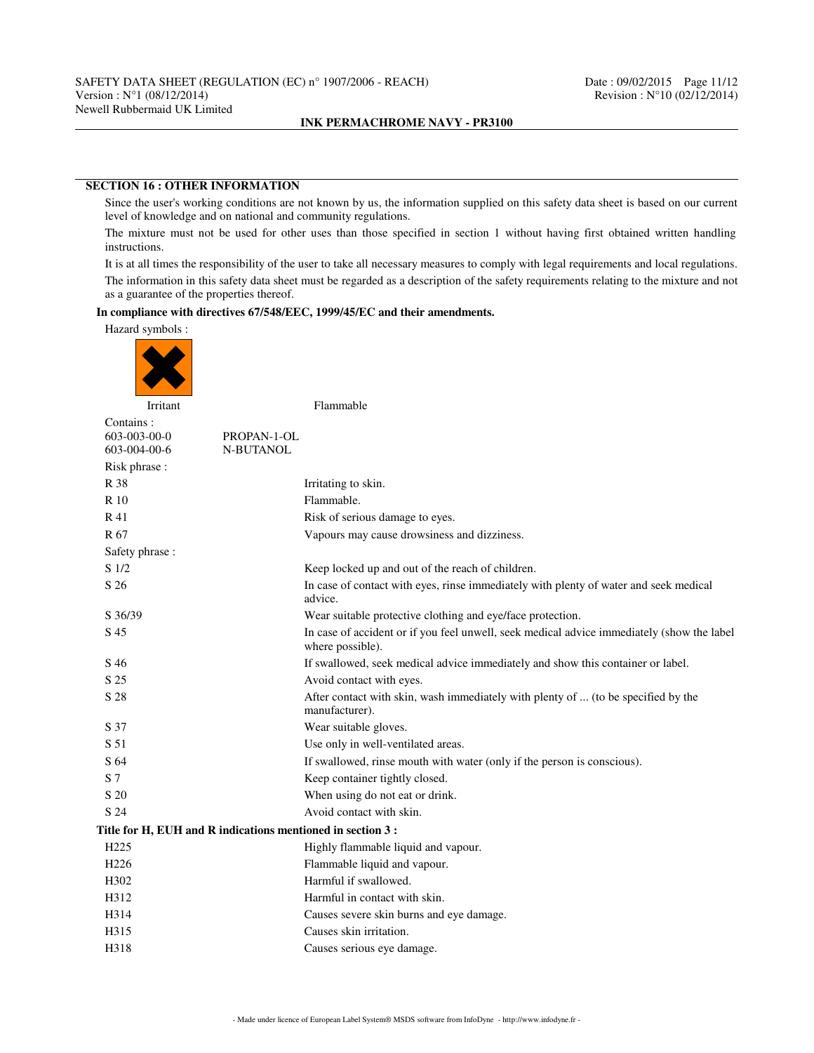## SECTION 16 : OTHER INFORMATION

Since the user's working conditions are not known by us, the information supplied on this safety data sheet is based on our current level of knowledge and on national and community regulations.

The mixture must not be used for other uses than those specified in section 1 without having first obtained written handling instructions.

It is at all times the responsibility of the user to take all necessary measures to comply with legal requirements and local regulations.

The information in this safety data sheet must be regarded as a description of the safety requirements relating to the mixture and not as a guarantee of the properties thereof.

**In compliance with directives 67/548/EEC, 1999/45/EC and their amendments.**

Hazard symbols :

Irritant Flammable

Contains :

| | |
|---|---|
| 603-003-00-0 | PROPAN-1-OL |
| 603-004-00-6 | N-BUTANOL |

Risk phrase :

| | |
|---|---|
| R 38 | Irritating to skin. |
| R 10 | Flammable. |
| R 41 | Risk of serious damage to eyes. |
| R 67 | Vapours may cause drowsiness and dizziness. |

Safety phrase :

| | |
|---|---|
| S 1/2 | Keep locked up and out of the reach of children. |
| S 26 | In case of contact with eyes, rinse immediately with plenty of water and seek medical advice. |
| S 36/39 | Wear suitable protective clothing and eye/face protection. |
| S 45 | In case of accident or if you feel unwell, seek medical advice immediately (show the label where possible). |
| S 46 | If swallowed, seek medical advice immediately and show this container or label. |
| S 25 | Avoid contact with eyes. |
| S 28 | After contact with skin, wash immediately with plenty of ... (to be specified by the manufacturer). |
| S 37 | Wear suitable gloves. |
| S 51 | Use only in well-ventilated areas. |
| S 64 | If swallowed, rinse mouth with water (only if the person is conscious). |
| S 7 | Keep container tightly closed. |
| S 20 | When using do not eat or drink. |
| S 24 | Avoid contact with skin. |

**Title for H, EUH and R indications mentioned in section 3 :**

| | |
|---|---|
| H225 | Highly flammable liquid and vapour. |
| H226 | Flammable liquid and vapour. |
| H302 | Harmful if swallowed. |
| H312 | Harmful in contact with skin. |
| H314 | Causes severe skin burns and eye damage. |
| H315 | Causes skin irritation. |
| H318 | Causes serious eye damage. |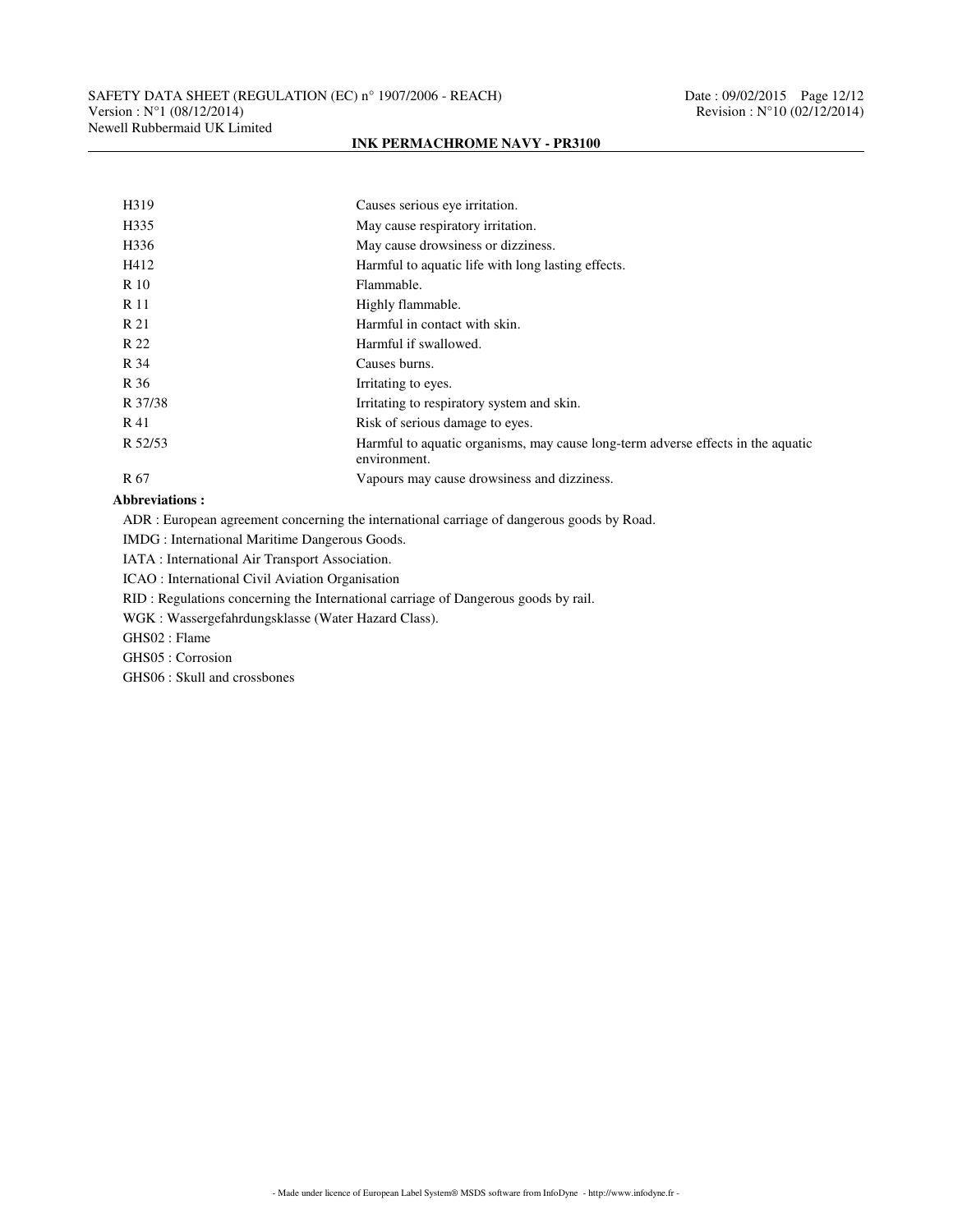| | |
|---|---|
| H319 | Causes serious eye irritation. |
| H335 | May cause respiratory irritation. |
| H336 | May cause drowsiness or dizziness. |
| H412 | Harmful to aquatic life with long lasting effects. |
| R 10 | Flammable. |
| R 11 | Highly flammable. |
| R 21 | Harmful in contact with skin. |
| R 22 | Harmful if swallowed. |
| R 34 | Causes burns. |
| R 36 | Irritating to eyes. |
| R 37/38 | Irritating to respiratory system and skin. |
| R 41 | Risk of serious damage to eyes. |
| R 52/53 | Harmful to aquatic organisms, may cause long-term adverse effects in the aquatic environment. |
| R 67 | Vapours may cause drowsiness and dizziness. |

**Abbreviations :**

ADR : European agreement concerning the international carriage of dangerous goods by Road.

IMDG : International Maritime Dangerous Goods.

IATA : International Air Transport Association.

ICAO : International Civil Aviation Organisation

RID : Regulations concerning the International carriage of Dangerous goods by rail.

WGK : Wassergefahrdungsklasse (Water Hazard Class).

GHS02 : Flame

GHS05 : Corrosion

GHS06 : Skull and crossbones